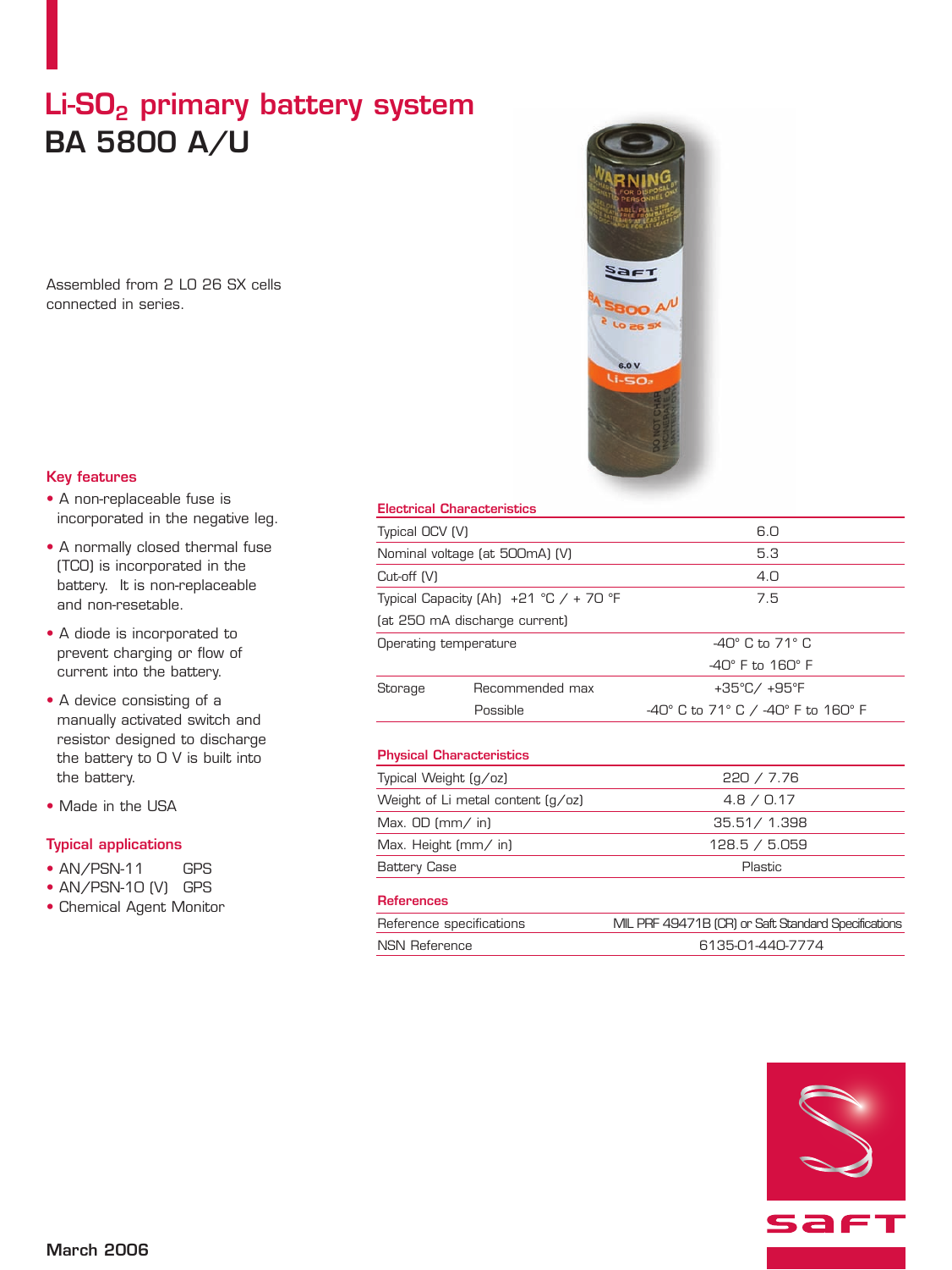# $Li\text{-}SO_2$ primary battery system

# BA 5800 A/U

Assembled from 2 LO 26 SX cells connected in series.

## Key features

- A non-replaceable fuse is incorporated in the negative leg.
- A normally closed thermal fuse (TCO) is incorporated in the battery. It is non-replaceable and non-resetable.
- A diode is incorporated to prevent charging or flow of current into the battery.
- A device consisting of a manually activated switch and resistor designed to discharge the battery to 0 V is built into the battery.
- Made in the USA

## Typical applications

- AN/PSN-11 GPS
- AN/PSN-10 (V) GPS
- Chemical Agent Monitor

## Electrical Characteristics

| | | |
|---|---|---|
| Typical OCV (V) | | 6.0 |
| Nominal voltage (at 500mA) (V) | | 5.3 |
| Cut-off (V) | | 4.0 |
| Typical Capacity (Ah) +21 °C / + 70 °F (at 250 mA discharge current) | | 7.5 |
| Operating temperature | | -40° C to 71° C<br>-40° F to 160° F |
| Storage | Recommended max | +35°C/ +95°F |
| | Possible | -40° C to 71° C / -40° F to 160° F |

## Physical Characteristics

| | |
|---|---|
| Typical Weight (g/oz) | 220 / 7.76 |
| Weight of Li metal content (g/oz) | 4.8 / 0.17 |
| Max. OD (mm/ in) | 35.51/ 1.398 |
| Max. Height (mm/ in) | 128.5 / 5.059 |
| Battery Case | Plastic |

## References

| | |
|---|---|
| Reference specifications | MIL PRF 49471B (CR) or Saft Standard Specifications |
| NSN Reference | 6135-01-440-7774 |

March 2006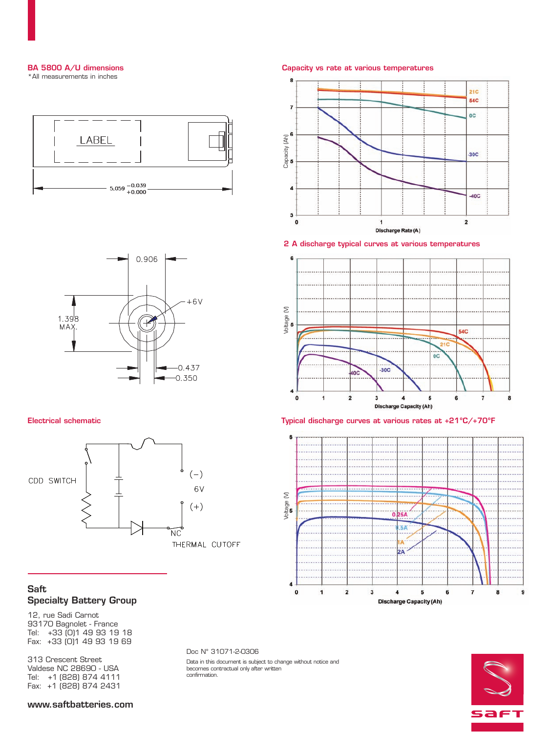## BA 5800 A/U dimensions

*All measurements in inches

LABEL

5.059 $^{-0.039}_{+0.000}$

0.906

+6V

1.398
MAX.

0.437

0.350

## Capacity vs rate at various temperatures

Capacity (Ah)

Discharge Rate (A)

8
7
6
5
4
3

0
1
2

21C
54C
0C
-30C
-40C

## 2 A discharge typical curves at various temperatures

Voltage (V)

Discharge Capacity (Ah)

6
5
4

0
1
2
3
4
5
6
7
8

54C
21C
0C
-30C
-40C

## Electrical schematic

CDD SWITCH

(−)

6V

(+)

NC

THERMAL CUTOFF

## Typical discharge curves at various rates at +21°C/+70°F

Voltage (V)

Discharge Capacity (Ah)

6
5
4

0
1
2
3
4
5
6
7
8
9

0.25A
0.5A
1A
2A

**Saft**
**Specialty Battery Group**

12, rue Sadi Carnot
93170 Bagnolet - France
Tel: +33 (0)1 49 93 19 18
Fax: +33 (0)1 49 93 19 69

313 Crescent Street
Valdese NC 28690 - USA
Tel: +1 (828) 874 4111
Fax: +1 (828) 874 2431

**www.saftbatteries.com**

Doc N° 31071-2-0306

Data in this document is subject to change without notice and becomes contractual only after written confirmation.

saft